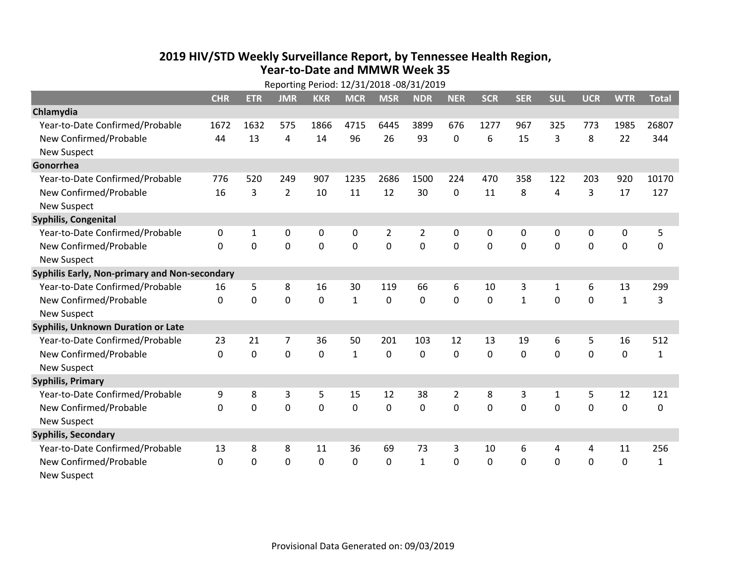# 2019 HIV/STD Weekly Surveillance Report, by Tennessee Health Region, Year-to-Date and MMWR Week 35

Reporting Period: 12/31/2018 -08/31/2019

| | CHR | ETR | JMR | KKR | MCR | MSR | NDR | NER | SCR | SER | SUL | UCR | WTR | Total |
|---|---|---|---|---|---|---|---|---|---|---|---|---|---|---|
| **Chlamydia** | | | | | | | | | | | | | | |
| Year-to-Date Confirmed/Probable | 1672 | 1632 | 575 | 1866 | 4715 | 6445 | 3899 | 676 | 1277 | 967 | 325 | 773 | 1985 | 26807 |
| New Confirmed/Probable | 44 | 13 | 4 | 14 | 96 | 26 | 93 | 0 | 6 | 15 | 3 | 8 | 22 | 344 |
| New Suspect | | | | | | | | | | | | | | |
| **Gonorrhea** | | | | | | | | | | | | | | |
| Year-to-Date Confirmed/Probable | 776 | 520 | 249 | 907 | 1235 | 2686 | 1500 | 224 | 470 | 358 | 122 | 203 | 920 | 10170 |
| New Confirmed/Probable | 16 | 3 | 2 | 10 | 11 | 12 | 30 | 0 | 11 | 8 | 4 | 3 | 17 | 127 |
| New Suspect | | | | | | | | | | | | | | |
| **Syphilis, Congenital** | | | | | | | | | | | | | | |
| Year-to-Date Confirmed/Probable | 0 | 1 | 0 | 0 | 0 | 2 | 2 | 0 | 0 | 0 | 0 | 0 | 0 | 5 |
| New Confirmed/Probable | 0 | 0 | 0 | 0 | 0 | 0 | 0 | 0 | 0 | 0 | 0 | 0 | 0 | 0 |
| New Suspect | | | | | | | | | | | | | | |
| **Syphilis Early, Non-primary and Non-secondary** | | | | | | | | | | | | | | |
| Year-to-Date Confirmed/Probable | 16 | 5 | 8 | 16 | 30 | 119 | 66 | 6 | 10 | 3 | 1 | 6 | 13 | 299 |
| New Confirmed/Probable | 0 | 0 | 0 | 0 | 1 | 0 | 0 | 0 | 0 | 1 | 0 | 0 | 1 | 3 |
| New Suspect | | | | | | | | | | | | | | |
| **Syphilis, Unknown Duration or Late** | | | | | | | | | | | | | | |
| Year-to-Date Confirmed/Probable | 23 | 21 | 7 | 36 | 50 | 201 | 103 | 12 | 13 | 19 | 6 | 5 | 16 | 512 |
| New Confirmed/Probable | 0 | 0 | 0 | 0 | 1 | 0 | 0 | 0 | 0 | 0 | 0 | 0 | 0 | 1 |
| New Suspect | | | | | | | | | | | | | | |
| **Syphilis, Primary** | | | | | | | | | | | | | | |
| Year-to-Date Confirmed/Probable | 9 | 8 | 3 | 5 | 15 | 12 | 38 | 2 | 8 | 3 | 1 | 5 | 12 | 121 |
| New Confirmed/Probable | 0 | 0 | 0 | 0 | 0 | 0 | 0 | 0 | 0 | 0 | 0 | 0 | 0 | 0 |
| New Suspect | | | | | | | | | | | | | | |
| **Syphilis, Secondary** | | | | | | | | | | | | | | |
| Year-to-Date Confirmed/Probable | 13 | 8 | 8 | 11 | 36 | 69 | 73 | 3 | 10 | 6 | 4 | 4 | 11 | 256 |
| New Confirmed/Probable | 0 | 0 | 0 | 0 | 0 | 0 | 1 | 0 | 0 | 0 | 0 | 0 | 0 | 1 |
| New Suspect | | | | | | | | | | | | | | |

Provisional Data Generated on: 09/03/2019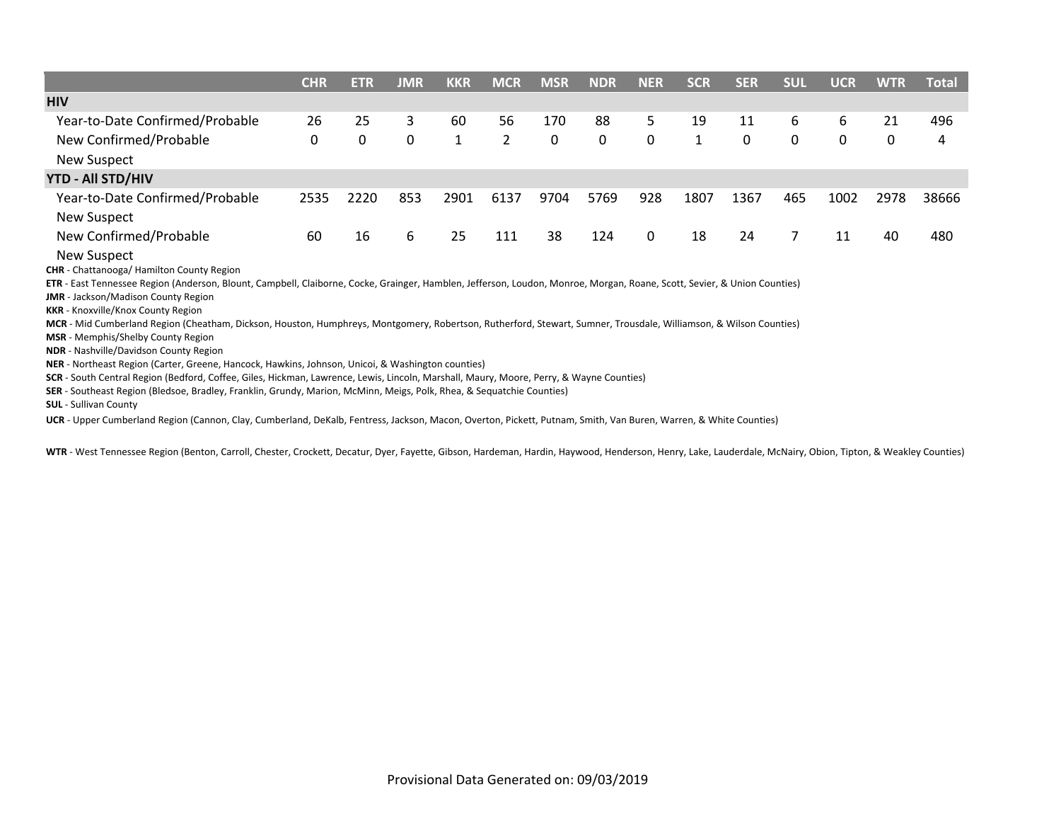| | CHR | ETR | JMR | KKR | MCR | MSR | NDR | NER | SCR | SER | SUL | UCR | WTR | Total |
|---|---|---|---|---|---|---|---|---|---|---|---|---|---|---|
| **HIV** | | | | | | | | | | | | | | |
| Year-to-Date Confirmed/Probable | 26 | 25 | 3 | 60 | 56 | 170 | 88 | 5 | 19 | 11 | 6 | 6 | 21 | 496 |
| New Confirmed/Probable | 0 | 0 | 0 | 1 | 2 | 0 | 0 | 0 | 1 | 0 | 0 | 0 | 0 | 4 |
| New Suspect | | | | | | | | | | | | | | |
| **YTD - All STD/HIV** | | | | | | | | | | | | | | |
| Year-to-Date Confirmed/Probable | 2535 | 2220 | 853 | 2901 | 6137 | 9704 | 5769 | 928 | 1807 | 1367 | 465 | 1002 | 2978 | 38666 |
| New Suspect | | | | | | | | | | | | | | |
| New Confirmed/Probable | 60 | 16 | 6 | 25 | 111 | 38 | 124 | 0 | 18 | 24 | 7 | 11 | 40 | 480 |
| New Suspect | | | | | | | | | | | | | | |

**CHR** - Chattanooga/ Hamilton County Region

**ETR** - East Tennessee Region (Anderson, Blount, Campbell, Claiborne, Cocke, Grainger, Hamblen, Jefferson, Loudon, Monroe, Morgan, Roane, Scott, Sevier, & Union Counties)

**JMR** - Jackson/Madison County Region

**KKR** - Knoxville/Knox County Region

**MCR** - Mid Cumberland Region (Cheatham, Dickson, Houston, Humphreys, Montgomery, Robertson, Rutherford, Stewart, Sumner, Trousdale, Williamson, & Wilson Counties)

**MSR** - Memphis/Shelby County Region

**NDR** - Nashville/Davidson County Region

**NER** - Northeast Region (Carter, Greene, Hancock, Hawkins, Johnson, Unicoi, & Washington counties)

**SCR** - South Central Region (Bedford, Coffee, Giles, Hickman, Lawrence, Lewis, Lincoln, Marshall, Maury, Moore, Perry, & Wayne Counties)

**SER** - Southeast Region (Bledsoe, Bradley, Franklin, Grundy, Marion, McMinn, Meigs, Polk, Rhea, & Sequatchie Counties)

**SUL** - Sullivan County

**UCR** - Upper Cumberland Region (Cannon, Clay, Cumberland, DeKalb, Fentress, Jackson, Macon, Overton, Pickett, Putnam, Smith, Van Buren, Warren, & White Counties)

**WTR** - West Tennessee Region (Benton, Carroll, Chester, Crockett, Decatur, Dyer, Fayette, Gibson, Hardeman, Hardin, Haywood, Henderson, Henry, Lake, Lauderdale, McNairy, Obion, Tipton, & Weakley Counties)

Provisional Data Generated on: 09/03/2019